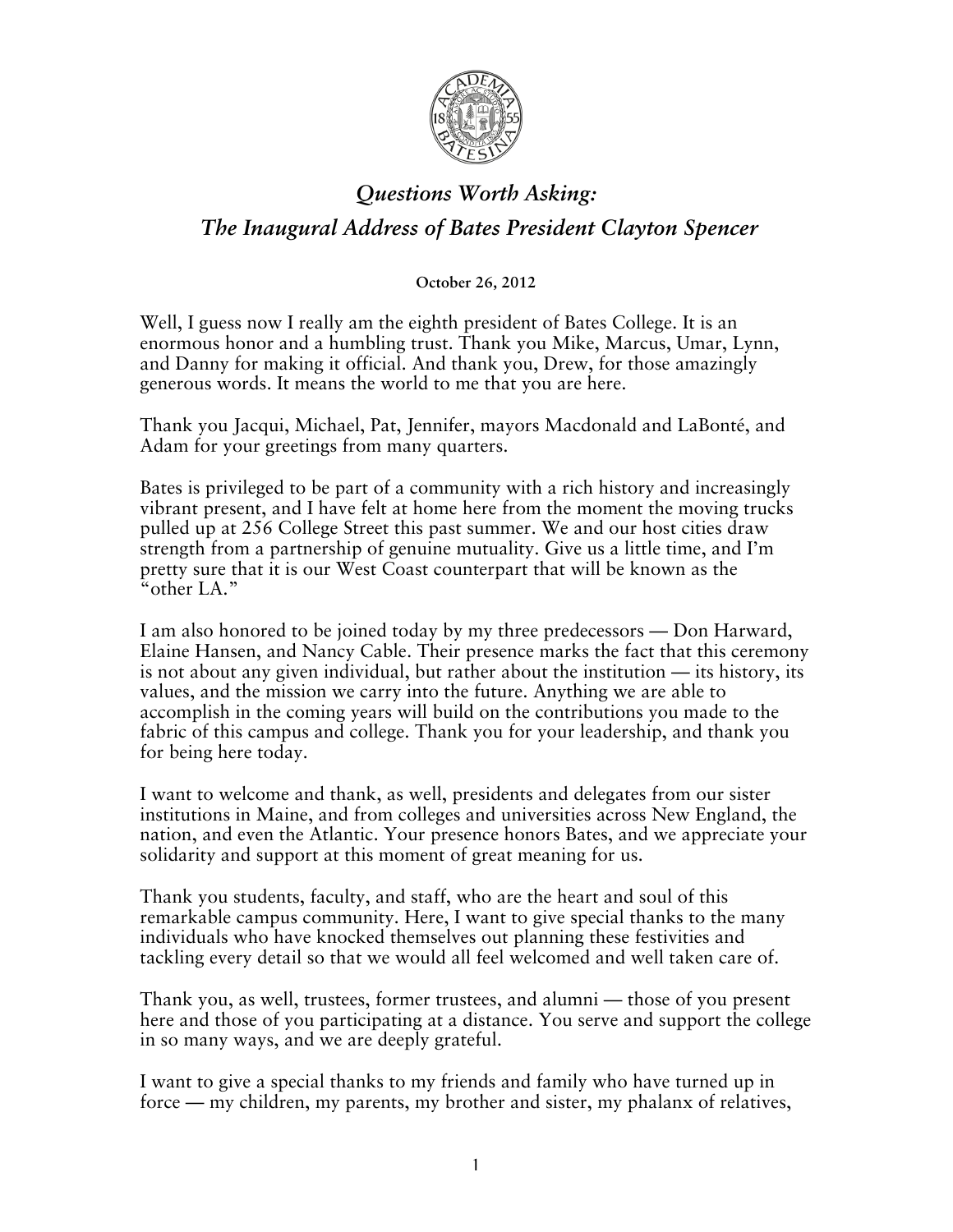# *Questions Worth Asking:*
# *The Inaugural Address of Bates President Clayton Spencer*

**October 26, 2012**

Well, I guess now I really am the eighth president of Bates College. It is an enormous honor and a humbling trust. Thank you Mike, Marcus, Umar, Lynn, and Danny for making it official. And thank you, Drew, for those amazingly generous words. It means the world to me that you are here.

Thank you Jacqui, Michael, Pat, Jennifer, mayors Macdonald and LaBonté, and Adam for your greetings from many quarters.

Bates is privileged to be part of a community with a rich history and increasingly vibrant present, and I have felt at home here from the moment the moving trucks pulled up at 256 College Street this past summer. We and our host cities draw strength from a partnership of genuine mutuality. Give us a little time, and I'm pretty sure that it is our West Coast counterpart that will be known as the "other LA."

I am also honored to be joined today by my three predecessors — Don Harward, Elaine Hansen, and Nancy Cable. Their presence marks the fact that this ceremony is not about any given individual, but rather about the institution — its history, its values, and the mission we carry into the future. Anything we are able to accomplish in the coming years will build on the contributions you made to the fabric of this campus and college. Thank you for your leadership, and thank you for being here today.

I want to welcome and thank, as well, presidents and delegates from our sister institutions in Maine, and from colleges and universities across New England, the nation, and even the Atlantic. Your presence honors Bates, and we appreciate your solidarity and support at this moment of great meaning for us.

Thank you students, faculty, and staff, who are the heart and soul of this remarkable campus community. Here, I want to give special thanks to the many individuals who have knocked themselves out planning these festivities and tackling every detail so that we would all feel welcomed and well taken care of.

Thank you, as well, trustees, former trustees, and alumni — those of you present here and those of you participating at a distance. You serve and support the college in so many ways, and we are deeply grateful.

I want to give a special thanks to my friends and family who have turned up in force — my children, my parents, my brother and sister, my phalanx of relatives,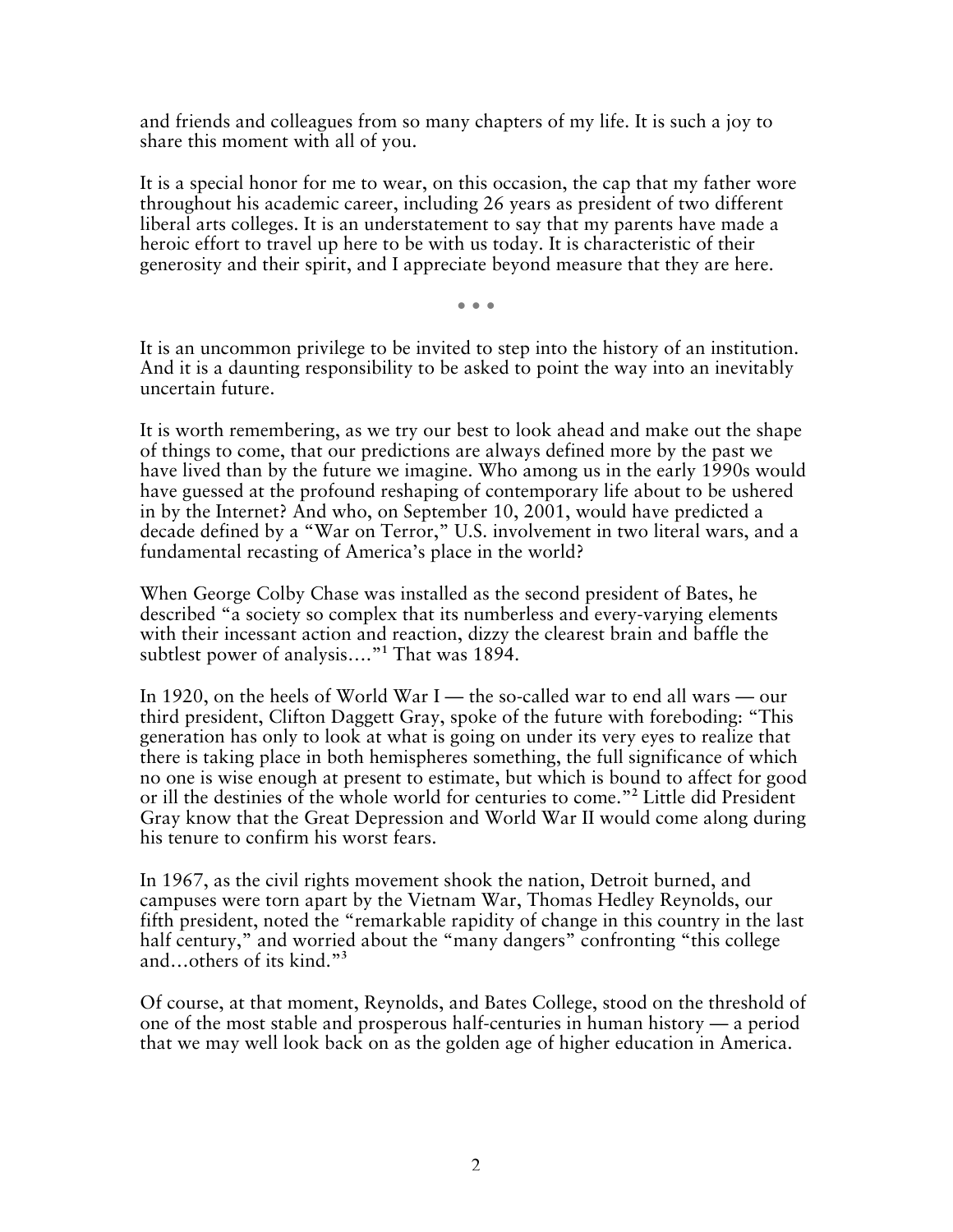and friends and colleagues from so many chapters of my life. It is such a joy to share this moment with all of you.

It is a special honor for me to wear, on this occasion, the cap that my father wore throughout his academic career, including 26 years as president of two different liberal arts colleges. It is an understatement to say that my parents have made a heroic effort to travel up here to be with us today. It is characteristic of their generosity and their spirit, and I appreciate beyond measure that they are here.

• • •

It is an uncommon privilege to be invited to step into the history of an institution. And it is a daunting responsibility to be asked to point the way into an inevitably uncertain future.

It is worth remembering, as we try our best to look ahead and make out the shape of things to come, that our predictions are always defined more by the past we have lived than by the future we imagine. Who among us in the early 1990s would have guessed at the profound reshaping of contemporary life about to be ushered in by the Internet? And who, on September 10, 2001, would have predicted a decade defined by a "War on Terror," U.S. involvement in two literal wars, and a fundamental recasting of America's place in the world?

When George Colby Chase was installed as the second president of Bates, he described "a society so complex that its numberless and every-varying elements with their incessant action and reaction, dizzy the clearest brain and baffle the subtlest power of analysis…."[1] That was 1894.

In 1920, on the heels of World War I — the so-called war to end all wars — our third president, Clifton Daggett Gray, spoke of the future with foreboding: "This generation has only to look at what is going on under its very eyes to realize that there is taking place in both hemispheres something, the full significance of which no one is wise enough at present to estimate, but which is bound to affect for good or ill the destinies of the whole world for centuries to come."[2] Little did President Gray know that the Great Depression and World War II would come along during his tenure to confirm his worst fears.

In 1967, as the civil rights movement shook the nation, Detroit burned, and campuses were torn apart by the Vietnam War, Thomas Hedley Reynolds, our fifth president, noted the "remarkable rapidity of change in this country in the last half century," and worried about the "many dangers" confronting "this college and…others of its kind."[3]

Of course, at that moment, Reynolds, and Bates College, stood on the threshold of one of the most stable and prosperous half-centuries in human history — a period that we may well look back on as the golden age of higher education in America.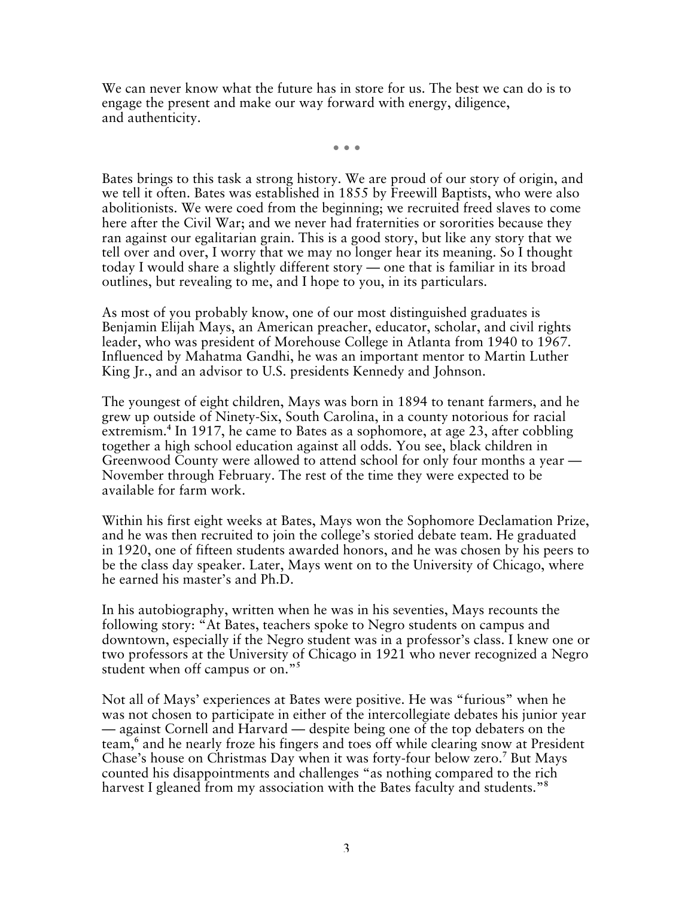We can never know what the future has in store for us. The best we can do is to engage the present and make our way forward with energy, diligence, and authenticity.

• • •

Bates brings to this task a strong history. We are proud of our story of origin, and we tell it often. Bates was established in 1855 by Freewill Baptists, who were also abolitionists. We were coed from the beginning; we recruited freed slaves to come here after the Civil War; and we never had fraternities or sororities because they ran against our egalitarian grain. This is a good story, but like any story that we tell over and over, I worry that we may no longer hear its meaning. So I thought today I would share a slightly different story — one that is familiar in its broad outlines, but revealing to me, and I hope to you, in its particulars.

As most of you probably know, one of our most distinguished graduates is Benjamin Elijah Mays, an American preacher, educator, scholar, and civil rights leader, who was president of Morehouse College in Atlanta from 1940 to 1967. Influenced by Mahatma Gandhi, he was an important mentor to Martin Luther King Jr., and an advisor to U.S. presidents Kennedy and Johnson.

The youngest of eight children, Mays was born in 1894 to tenant farmers, and he grew up outside of Ninety-Six, South Carolina, in a county notorious for racial extremism.[4] In 1917, he came to Bates as a sophomore, at age 23, after cobbling together a high school education against all odds. You see, black children in Greenwood County were allowed to attend school for only four months a year — November through February. The rest of the time they were expected to be available for farm work.

Within his first eight weeks at Bates, Mays won the Sophomore Declamation Prize, and he was then recruited to join the college's storied debate team. He graduated in 1920, one of fifteen students awarded honors, and he was chosen by his peers to be the class day speaker. Later, Mays went on to the University of Chicago, where he earned his master's and Ph.D.

In his autobiography, written when he was in his seventies, Mays recounts the following story: "At Bates, teachers spoke to Negro students on campus and downtown, especially if the Negro student was in a professor's class. I knew one or two professors at the University of Chicago in 1921 who never recognized a Negro student when off campus or on."[5]

Not all of Mays' experiences at Bates were positive. He was "furious" when he was not chosen to participate in either of the intercollegiate debates his junior year — against Cornell and Harvard — despite being one of the top debaters on the team,[6] and he nearly froze his fingers and toes off while clearing snow at President Chase's house on Christmas Day when it was forty-four below zero.[7] But Mays counted his disappointments and challenges "as nothing compared to the rich harvest I gleaned from my association with the Bates faculty and students."[8]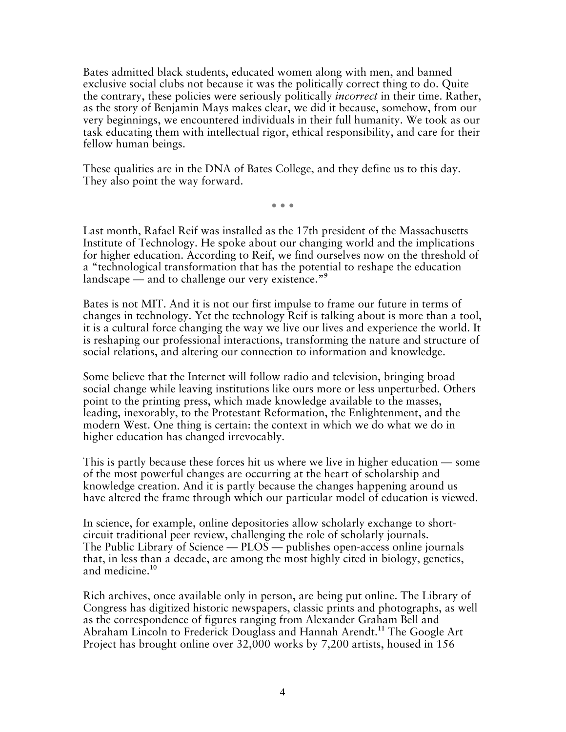Bates admitted black students, educated women along with men, and banned exclusive social clubs not because it was the politically correct thing to do. Quite the contrary, these policies were seriously politically *incorrect* in their time. Rather, as the story of Benjamin Mays makes clear, we did it because, somehow, from our very beginnings, we encountered individuals in their full humanity. We took as our task educating them with intellectual rigor, ethical responsibility, and care for their fellow human beings.

These qualities are in the DNA of Bates College, and they define us to this day. They also point the way forward.

• • •

Last month, Rafael Reif was installed as the 17th president of the Massachusetts Institute of Technology. He spoke about our changing world and the implications for higher education. According to Reif, we find ourselves now on the threshold of a "technological transformation that has the potential to reshape the education landscape — and to challenge our very existence."[9]

Bates is not MIT. And it is not our first impulse to frame our future in terms of changes in technology. Yet the technology Reif is talking about is more than a tool, it is a cultural force changing the way we live our lives and experience the world. It is reshaping our professional interactions, transforming the nature and structure of social relations, and altering our connection to information and knowledge.

Some believe that the Internet will follow radio and television, bringing broad social change while leaving institutions like ours more or less unperturbed. Others point to the printing press, which made knowledge available to the masses, leading, inexorably, to the Protestant Reformation, the Enlightenment, and the modern West. One thing is certain: the context in which we do what we do in higher education has changed irrevocably.

This is partly because these forces hit us where we live in higher education — some of the most powerful changes are occurring at the heart of scholarship and knowledge creation. And it is partly because the changes happening around us have altered the frame through which our particular model of education is viewed.

In science, for example, online depositories allow scholarly exchange to short-circuit traditional peer review, challenging the role of scholarly journals. The Public Library of Science — PLOS — publishes open-access online journals that, in less than a decade, are among the most highly cited in biology, genetics, and medicine.[10]

Rich archives, once available only in person, are being put online. The Library of Congress has digitized historic newspapers, classic prints and photographs, as well as the correspondence of figures ranging from Alexander Graham Bell and Abraham Lincoln to Frederick Douglass and Hannah Arendt.[11] The Google Art Project has brought online over 32,000 works by 7,200 artists, housed in 156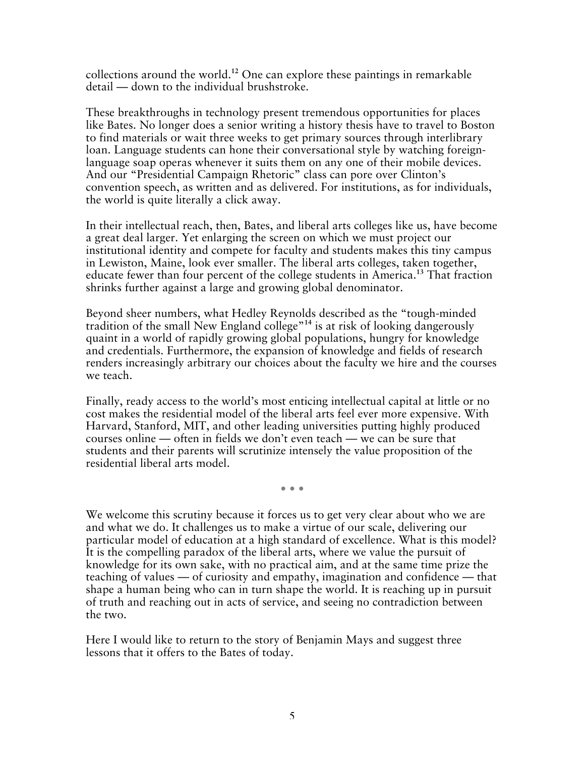collections around the world.[12] One can explore these paintings in remarkable detail — down to the individual brushstroke.

These breakthroughs in technology present tremendous opportunities for places like Bates. No longer does a senior writing a history thesis have to travel to Boston to find materials or wait three weeks to get primary sources through interlibrary loan. Language students can hone their conversational style by watching foreign-language soap operas whenever it suits them on any one of their mobile devices. And our "Presidential Campaign Rhetoric" class can pore over Clinton's convention speech, as written and as delivered. For institutions, as for individuals, the world is quite literally a click away.

In their intellectual reach, then, Bates, and liberal arts colleges like us, have become a great deal larger. Yet enlarging the screen on which we must project our institutional identity and compete for faculty and students makes this tiny campus in Lewiston, Maine, look ever smaller. The liberal arts colleges, taken together, educate fewer than four percent of the college students in America.[13] That fraction shrinks further against a large and growing global denominator.

Beyond sheer numbers, what Hedley Reynolds described as the "tough-minded tradition of the small New England college"[14] is at risk of looking dangerously quaint in a world of rapidly growing global populations, hungry for knowledge and credentials. Furthermore, the expansion of knowledge and fields of research renders increasingly arbitrary our choices about the faculty we hire and the courses we teach.

Finally, ready access to the world's most enticing intellectual capital at little or no cost makes the residential model of the liberal arts feel ever more expensive. With Harvard, Stanford, MIT, and other leading universities putting highly produced courses online — often in fields we don't even teach — we can be sure that students and their parents will scrutinize intensely the value proposition of the residential liberal arts model.

• • •

We welcome this scrutiny because it forces us to get very clear about who we are and what we do. It challenges us to make a virtue of our scale, delivering our particular model of education at a high standard of excellence. What is this model? It is the compelling paradox of the liberal arts, where we value the pursuit of knowledge for its own sake, with no practical aim, and at the same time prize the teaching of values — of curiosity and empathy, imagination and confidence — that shape a human being who can in turn shape the world. It is reaching up in pursuit of truth and reaching out in acts of service, and seeing no contradiction between the two.

Here I would like to return to the story of Benjamin Mays and suggest three lessons that it offers to the Bates of today.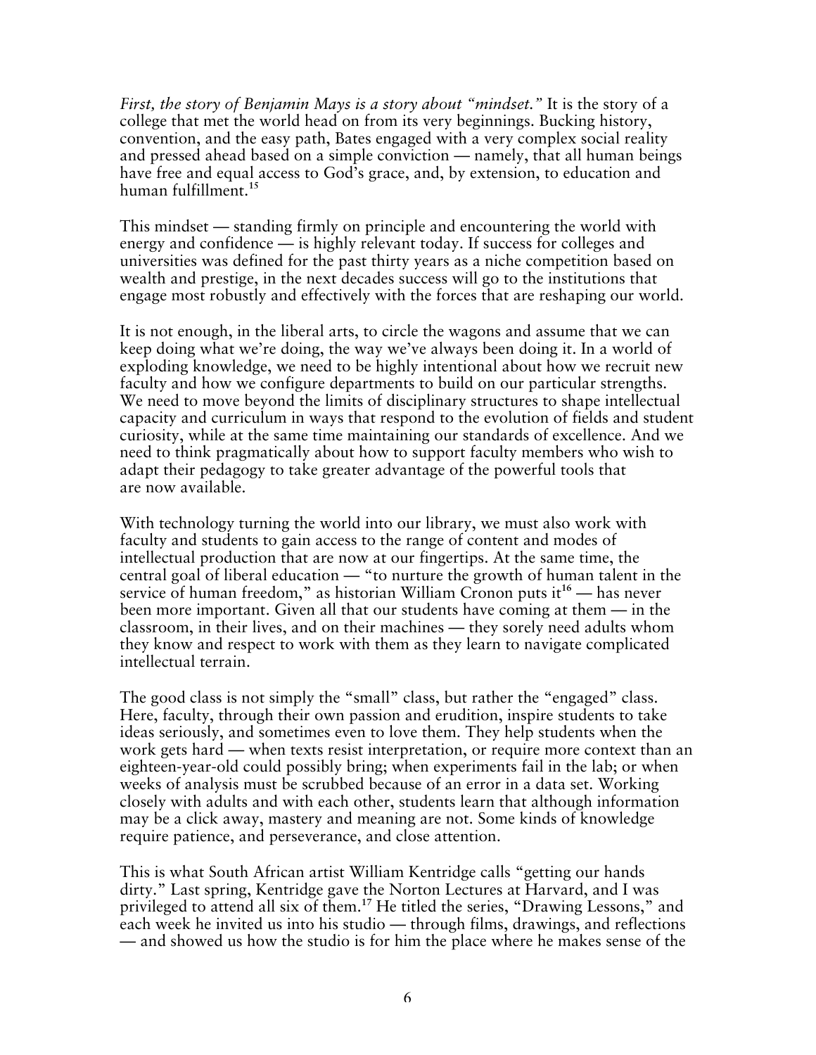*First, the story of Benjamin Mays is a story about "mindset."* It is the story of a college that met the world head on from its very beginnings. Bucking history, convention, and the easy path, Bates engaged with a very complex social reality and pressed ahead based on a simple conviction — namely, that all human beings have free and equal access to God's grace, and, by extension, to education and human fulfillment.[15]

This mindset — standing firmly on principle and encountering the world with energy and confidence — is highly relevant today. If success for colleges and universities was defined for the past thirty years as a niche competition based on wealth and prestige, in the next decades success will go to the institutions that engage most robustly and effectively with the forces that are reshaping our world.

It is not enough, in the liberal arts, to circle the wagons and assume that we can keep doing what we're doing, the way we've always been doing it. In a world of exploding knowledge, we need to be highly intentional about how we recruit new faculty and how we configure departments to build on our particular strengths. We need to move beyond the limits of disciplinary structures to shape intellectual capacity and curriculum in ways that respond to the evolution of fields and student curiosity, while at the same time maintaining our standards of excellence. And we need to think pragmatically about how to support faculty members who wish to adapt their pedagogy to take greater advantage of the powerful tools that are now available.

With technology turning the world into our library, we must also work with faculty and students to gain access to the range of content and modes of intellectual production that are now at our fingertips. At the same time, the central goal of liberal education — "to nurture the growth of human talent in the service of human freedom," as historian William Cronon puts it[16] — has never been more important. Given all that our students have coming at them — in the classroom, in their lives, and on their machines — they sorely need adults whom they know and respect to work with them as they learn to navigate complicated intellectual terrain.

The good class is not simply the "small" class, but rather the "engaged" class. Here, faculty, through their own passion and erudition, inspire students to take ideas seriously, and sometimes even to love them. They help students when the work gets hard — when texts resist interpretation, or require more context than an eighteen-year-old could possibly bring; when experiments fail in the lab; or when weeks of analysis must be scrubbed because of an error in a data set. Working closely with adults and with each other, students learn that although information may be a click away, mastery and meaning are not. Some kinds of knowledge require patience, and perseverance, and close attention.

This is what South African artist William Kentridge calls "getting our hands dirty." Last spring, Kentridge gave the Norton Lectures at Harvard, and I was privileged to attend all six of them.[17] He titled the series, "Drawing Lessons," and each week he invited us into his studio — through films, drawings, and reflections — and showed us how the studio is for him the place where he makes sense of the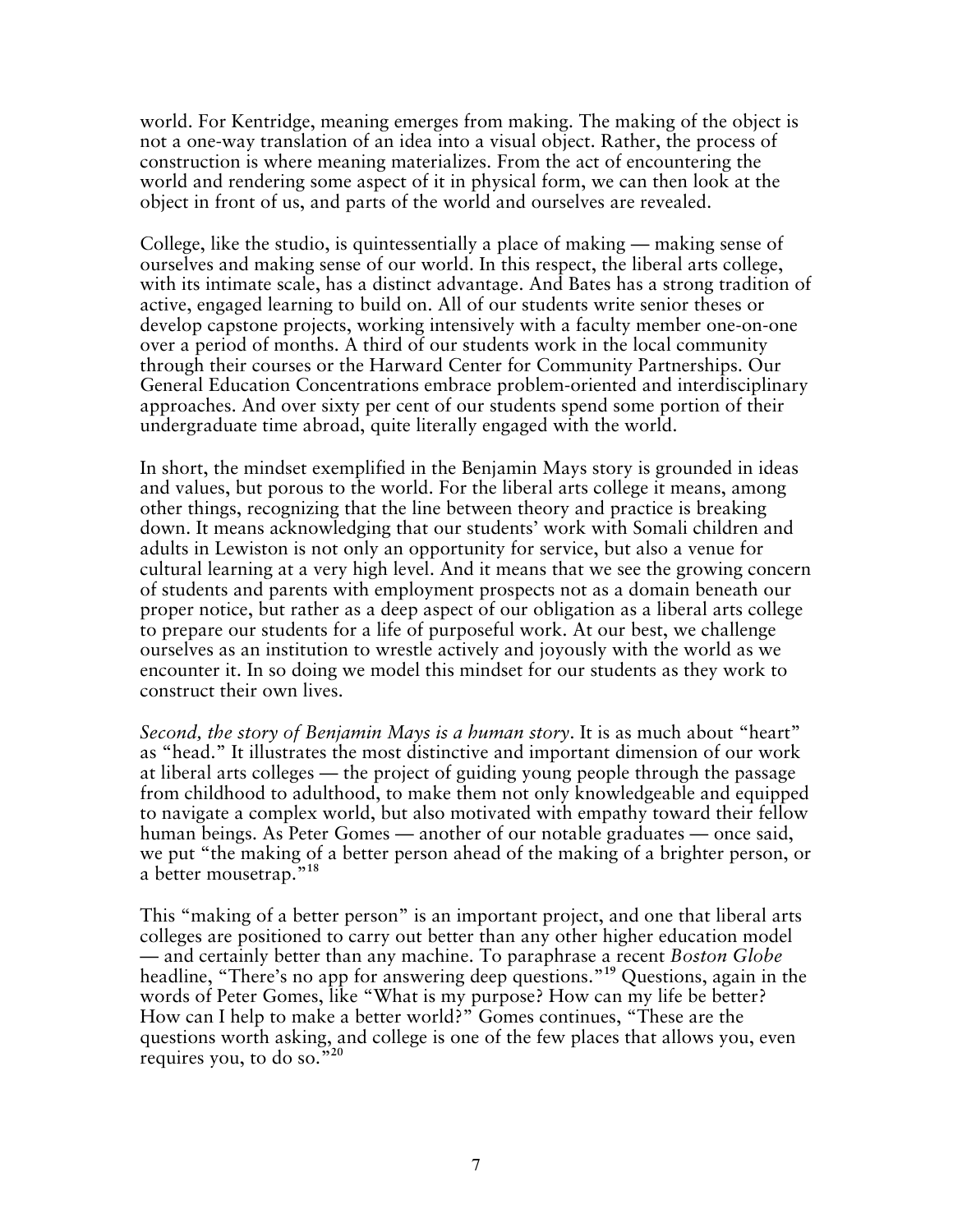world. For Kentridge, meaning emerges from making. The making of the object is not a one-way translation of an idea into a visual object. Rather, the process of construction is where meaning materializes. From the act of encountering the world and rendering some aspect of it in physical form, we can then look at the object in front of us, and parts of the world and ourselves are revealed.

College, like the studio, is quintessentially a place of making — making sense of ourselves and making sense of our world. In this respect, the liberal arts college, with its intimate scale, has a distinct advantage. And Bates has a strong tradition of active, engaged learning to build on. All of our students write senior theses or develop capstone projects, working intensively with a faculty member one-on-one over a period of months. A third of our students work in the local community through their courses or the Harward Center for Community Partnerships. Our General Education Concentrations embrace problem-oriented and interdisciplinary approaches. And over sixty per cent of our students spend some portion of their undergraduate time abroad, quite literally engaged with the world.

In short, the mindset exemplified in the Benjamin Mays story is grounded in ideas and values, but porous to the world. For the liberal arts college it means, among other things, recognizing that the line between theory and practice is breaking down. It means acknowledging that our students' work with Somali children and adults in Lewiston is not only an opportunity for service, but also a venue for cultural learning at a very high level. And it means that we see the growing concern of students and parents with employment prospects not as a domain beneath our proper notice, but rather as a deep aspect of our obligation as a liberal arts college to prepare our students for a life of purposeful work. At our best, we challenge ourselves as an institution to wrestle actively and joyously with the world as we encounter it. In so doing we model this mindset for our students as they work to construct their own lives.

*Second, the story of Benjamin Mays is a human story*. It is as much about "heart" as "head." It illustrates the most distinctive and important dimension of our work at liberal arts colleges — the project of guiding young people through the passage from childhood to adulthood, to make them not only knowledgeable and equipped to navigate a complex world, but also motivated with empathy toward their fellow human beings. As Peter Gomes — another of our notable graduates — once said, we put "the making of a better person ahead of the making of a brighter person, or a better mousetrap."[18]

This "making of a better person" is an important project, and one that liberal arts colleges are positioned to carry out better than any other higher education model — and certainly better than any machine. To paraphrase a recent *Boston Globe* headline, "There's no app for answering deep questions."[19] Questions, again in the words of Peter Gomes, like "What is my purpose? How can my life be better? How can I help to make a better world?" Gomes continues, "These are the questions worth asking, and college is one of the few places that allows you, even requires you, to do so."[20]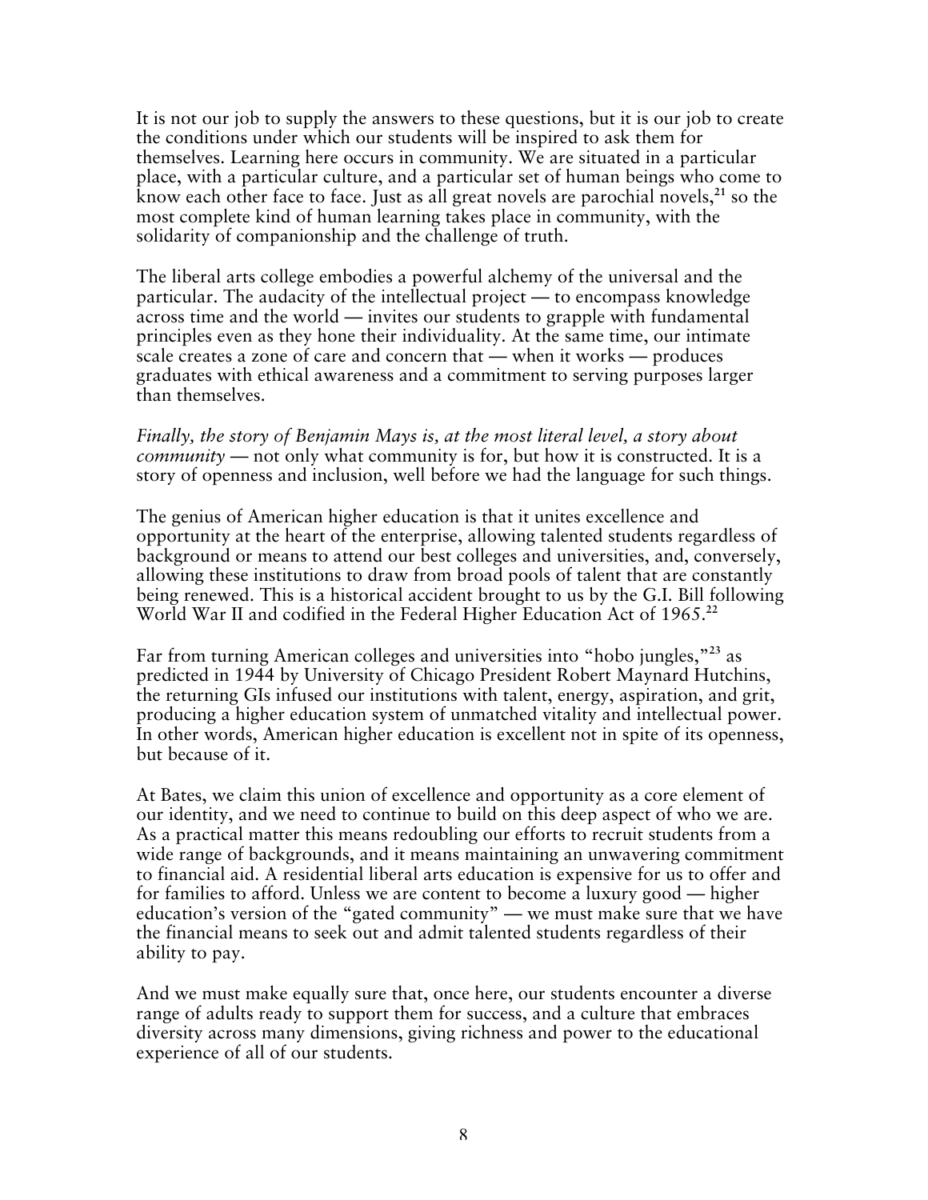It is not our job to supply the answers to these questions, but it is our job to create the conditions under which our students will be inspired to ask them for themselves. Learning here occurs in community. We are situated in a particular place, with a particular culture, and a particular set of human beings who come to know each other face to face. Just as all great novels are parochial novels,[21] so the most complete kind of human learning takes place in community, with the solidarity of companionship and the challenge of truth.

The liberal arts college embodies a powerful alchemy of the universal and the particular. The audacity of the intellectual project — to encompass knowledge across time and the world — invites our students to grapple with fundamental principles even as they hone their individuality. At the same time, our intimate scale creates a zone of care and concern that — when it works — produces graduates with ethical awareness and a commitment to serving purposes larger than themselves.

*Finally, the story of Benjamin Mays is, at the most literal level, a story about community* — not only what community is for, but how it is constructed. It is a story of openness and inclusion, well before we had the language for such things.

The genius of American higher education is that it unites excellence and opportunity at the heart of the enterprise, allowing talented students regardless of background or means to attend our best colleges and universities, and, conversely, allowing these institutions to draw from broad pools of talent that are constantly being renewed. This is a historical accident brought to us by the G.I. Bill following World War II and codified in the Federal Higher Education Act of 1965.[22]

Far from turning American colleges and universities into "hobo jungles,"[23] as predicted in 1944 by University of Chicago President Robert Maynard Hutchins, the returning GIs infused our institutions with talent, energy, aspiration, and grit, producing a higher education system of unmatched vitality and intellectual power. In other words, American higher education is excellent not in spite of its openness, but because of it.

At Bates, we claim this union of excellence and opportunity as a core element of our identity, and we need to continue to build on this deep aspect of who we are. As a practical matter this means redoubling our efforts to recruit students from a wide range of backgrounds, and it means maintaining an unwavering commitment to financial aid. A residential liberal arts education is expensive for us to offer and for families to afford. Unless we are content to become a luxury good — higher education's version of the "gated community" — we must make sure that we have the financial means to seek out and admit talented students regardless of their ability to pay.

And we must make equally sure that, once here, our students encounter a diverse range of adults ready to support them for success, and a culture that embraces diversity across many dimensions, giving richness and power to the educational experience of all of our students.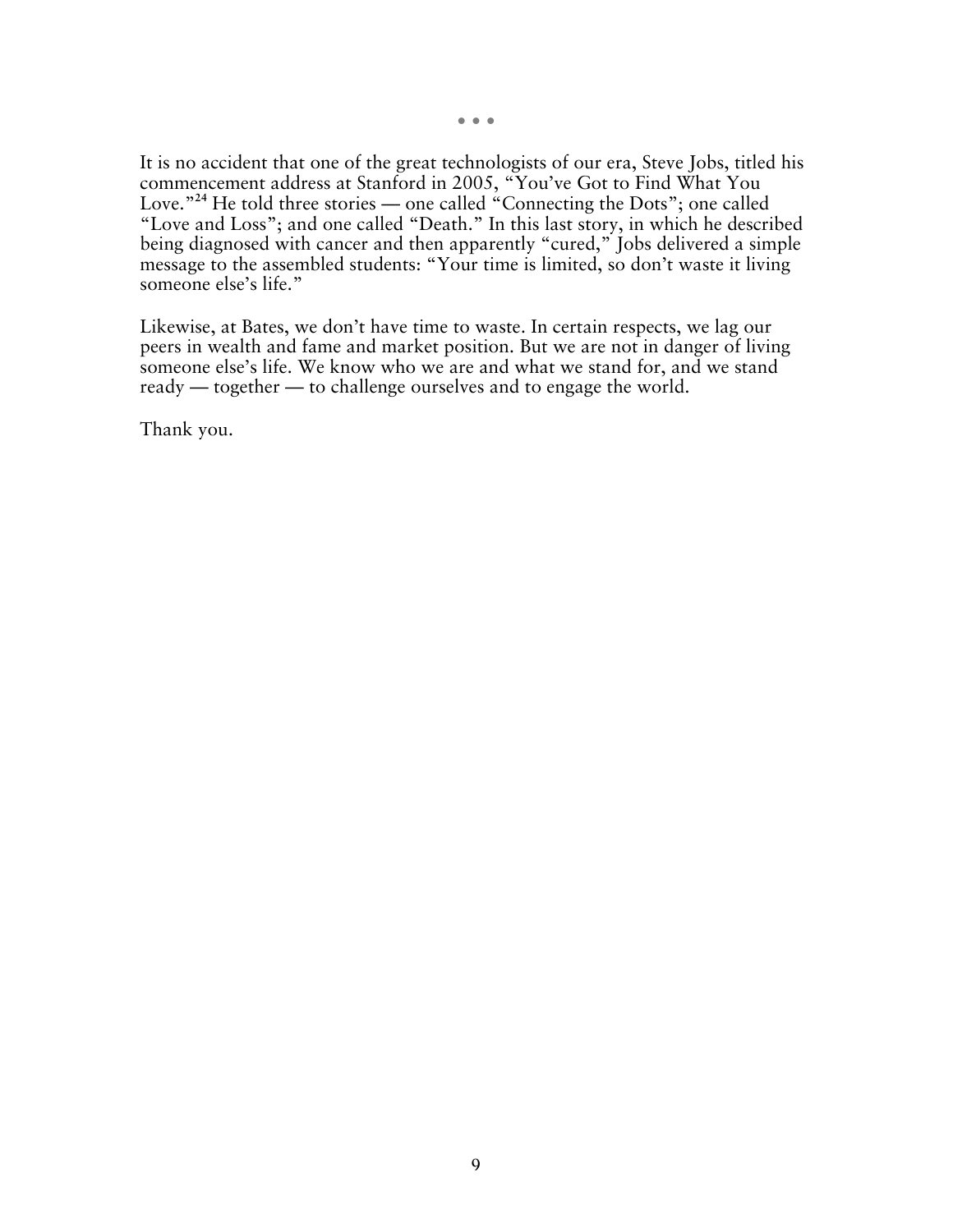• • •

It is no accident that one of the great technologists of our era, Steve Jobs, titled his commencement address at Stanford in 2005, "You've Got to Find What You Love."[24] He told three stories — one called "Connecting the Dots"; one called "Love and Loss"; and one called "Death." In this last story, in which he described being diagnosed with cancer and then apparently "cured," Jobs delivered a simple message to the assembled students: "Your time is limited, so don't waste it living someone else's life."

Likewise, at Bates, we don't have time to waste. In certain respects, we lag our peers in wealth and fame and market position. But we are not in danger of living someone else's life. We know who we are and what we stand for, and we stand ready — together — to challenge ourselves and to engage the world.

Thank you.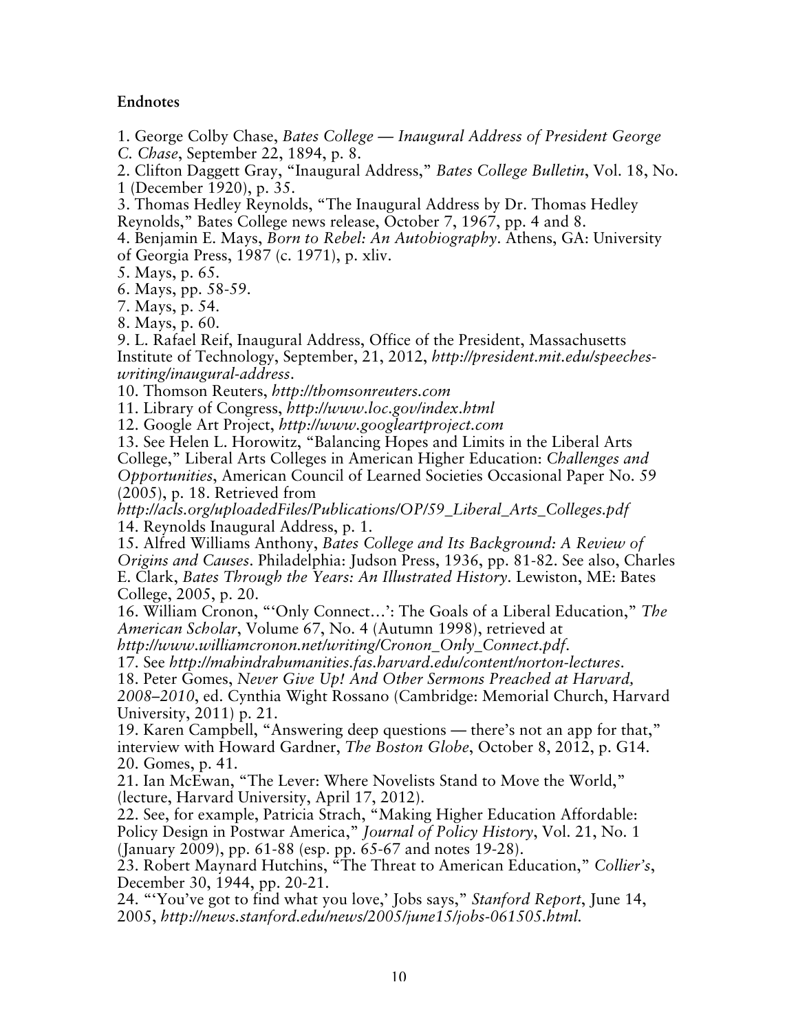**Endnotes**

1. George Colby Chase, *Bates College — Inaugural Address of President George C. Chase*, September 22, 1894, p. 8.
2. Clifton Daggett Gray, "Inaugural Address," *Bates College Bulletin*, Vol. 18, No. 1 (December 1920), p. 35.
3. Thomas Hedley Reynolds, "The Inaugural Address by Dr. Thomas Hedley Reynolds," Bates College news release, October 7, 1967, pp. 4 and 8.
4. Benjamin E. Mays, *Born to Rebel: An Autobiography*. Athens, GA: University of Georgia Press, 1987 (c. 1971), p. xliv.
5. Mays, p. 65.
6. Mays, pp. 58-59.
7. Mays, p. 54.
8. Mays, p. 60.
9. L. Rafael Reif, Inaugural Address, Office of the President, Massachusetts Institute of Technology, September, 21, 2012, *http://president.mit.edu/speeches-writing/inaugural-address*.
10. Thomson Reuters, *http://thomsonreuters.com*
11. Library of Congress, *http://www.loc.gov/index.html*
12. Google Art Project, *http://www.googleartproject.com*
13. See Helen L. Horowitz, "Balancing Hopes and Limits in the Liberal Arts College," Liberal Arts Colleges in American Higher Education: *Challenges and Opportunities*, American Council of Learned Societies Occasional Paper No. 59 (2005), p. 18. Retrieved from *http://acls.org/uploadedFiles/Publications/OP/59_Liberal_Arts_Colleges.pdf*
14. Reynolds Inaugural Address, p. 1.
15. Alfred Williams Anthony, *Bates College and Its Background: A Review of Origins and Causes*. Philadelphia: Judson Press, 1936, pp. 81-82. See also, Charles E. Clark, *Bates Through the Years: An Illustrated History*. Lewiston, ME: Bates College, 2005, p. 20.
16. William Cronon, "'Only Connect…': The Goals of a Liberal Education," *The American Scholar*, Volume 67, No. 4 (Autumn 1998), retrieved at *http://www.williamcronon.net/writing/Cronon_Only_Connect.pdf*.
17. See *http://mahindrahumanities.fas.harvard.edu/content/norton-lectures*.
18. Peter Gomes, *Never Give Up! And Other Sermons Preached at Harvard, 2008–2010*, ed. Cynthia Wight Rossano (Cambridge: Memorial Church, Harvard University, 2011) p. 21.
19. Karen Campbell, "Answering deep questions — there's not an app for that," interview with Howard Gardner, *The Boston Globe*, October 8, 2012, p. G14.
20. Gomes, p. 41.
21. Ian McEwan, "The Lever: Where Novelists Stand to Move the World," (lecture, Harvard University, April 17, 2012).
22. See, for example, Patricia Strach, "Making Higher Education Affordable: Policy Design in Postwar America," *Journal of Policy History*, Vol. 21, No. 1 (January 2009), pp. 61-88 (esp. pp. 65-67 and notes 19-28).
23. Robert Maynard Hutchins, "The Threat to American Education," *Collier's*, December 30, 1944, pp. 20-21.
24. "'You've got to find what you love,' Jobs says," *Stanford Report*, June 14, 2005, *http://news.stanford.edu/news/2005/june15/jobs-061505.html*.